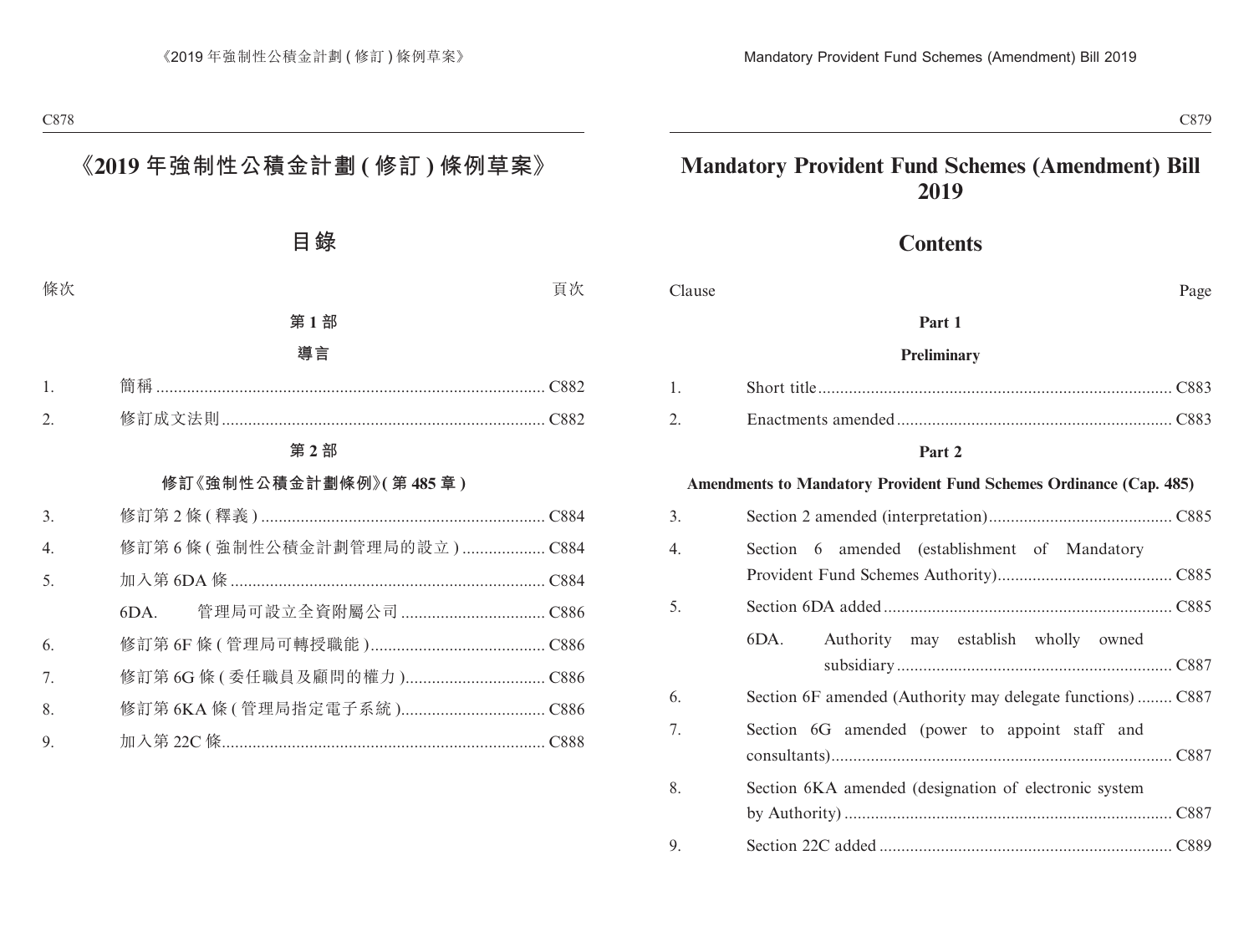# 《2019 年強制性公積金計劃 ( 修訂 ) 條例草案》

## 目錄

條次 頁次

**第 1 部**

**導言**

1. 簡稱 ........ C882
2. 修訂成文法則 ........ C882

**第 2 部**

**修訂《強制性公積金計劃條例》( 第 485 章 )**

3. 修訂第 2 條 ( 釋義 ) ........ C884
4. 修訂第 6 條 ( 強制性公積金計劃管理局的設立 ) ........ C884
5. 加入第 6DA 條 ........ C884
   6DA. 管理局可設立全資附屬公司 ........ C886
6. 修訂第 6F 條 ( 管理局可轉授職能 ) ........ C886
7. 修訂第 6G 條 ( 委任職員及顧問的權力 ) ........ C886
8. 修訂第 6KA 條 ( 管理局指定電子系統 ) ........ C886
9. 加入第 22C 條 ........ C888

# Mandatory Provident Fund Schemes (Amendment) Bill 2019

## Contents

Clause Page

**Part 1**

**Preliminary**

1. Short title ........ C883
2. Enactments amended ........ C883

**Part 2**

**Amendments to Mandatory Provident Fund Schemes Ordinance (Cap. 485)**

3. Section 2 amended (interpretation) ........ C885
4. Section 6 amended (establishment of Mandatory Provident Fund Schemes Authority) ........ C885
5. Section 6DA added ........ C885
   6DA. Authority may establish wholly owned subsidiary ........ C887
6. Section 6F amended (Authority may delegate functions) ........ C887
7. Section 6G amended (power to appoint staff and consultants) ........ C887
8. Section 6KA amended (designation of electronic system by Authority) ........ C887
9. Section 22C added ........ C889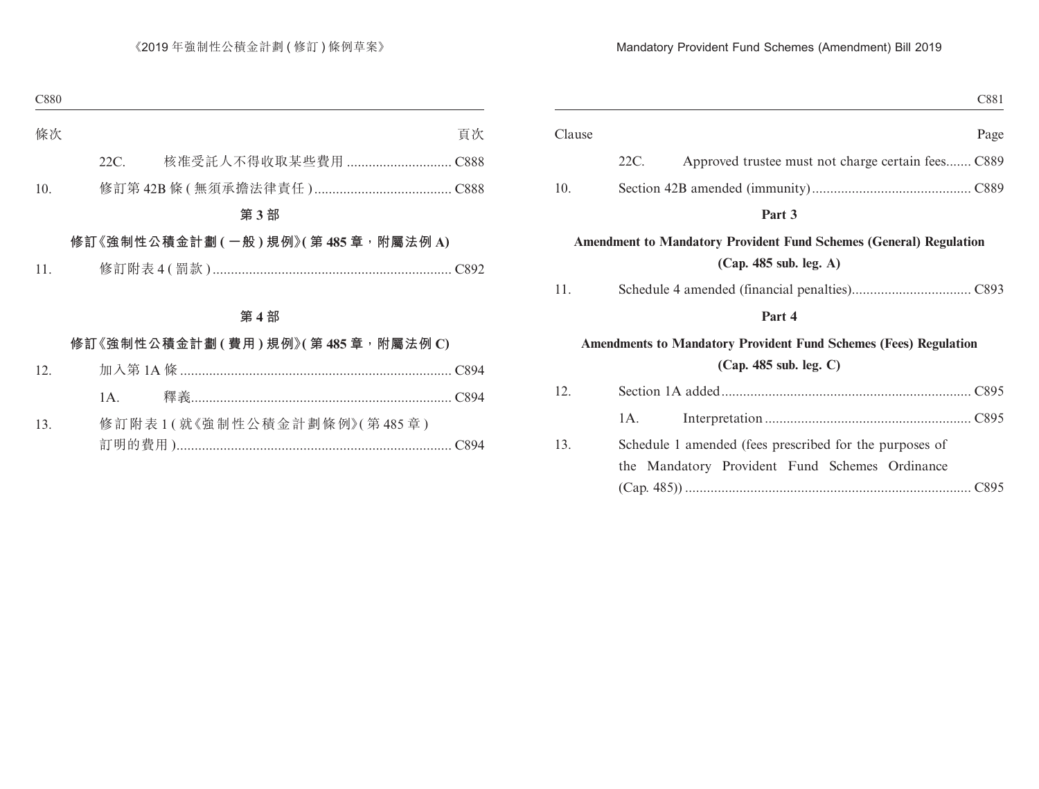條次 頁次

22C. 核准受託人不得收取某些費用 ............................. C888

10. 修訂第 42B 條 ( 無須承擔法律責任 ) ...................................... C888

**第 3 部**

**修訂《強制性公積金計劃 ( 一般 ) 規例》( 第 485 章，附屬法例 A)**

11. 修訂附表 4 ( 罰款 ) .................................................................. C892

**第 4 部**

**修訂《強制性公積金計劃 ( 費用 ) 規例》( 第 485 章，附屬法例 C)**

12. 加入第 1A 條 ........................................................................... C894

1A. 釋義........................................................................ C894

13. 修訂附表 1 ( 就《強制性公積金計劃條例》( 第 485 章 ) 訂明的費用 )............................................................................ C894

Clause Page

22C. Approved trustee must not charge certain fees....... C889

10. Section 42B amended (immunity)........................................... C889

**Part 3**

**Amendment to Mandatory Provident Fund Schemes (General) Regulation (Cap. 485 sub. leg. A)**

11. Schedule 4 amended (financial penalties)................................ C893

**Part 4**

**Amendments to Mandatory Provident Fund Schemes (Fees) Regulation (Cap. 485 sub. leg. C)**

12. Section 1A added.................................................................... C895

1A. Interpretation......................................................... C895

13. Schedule 1 amended (fees prescribed for the purposes of the Mandatory Provident Fund Schemes Ordinance (Cap. 485)) .............................................................................. C895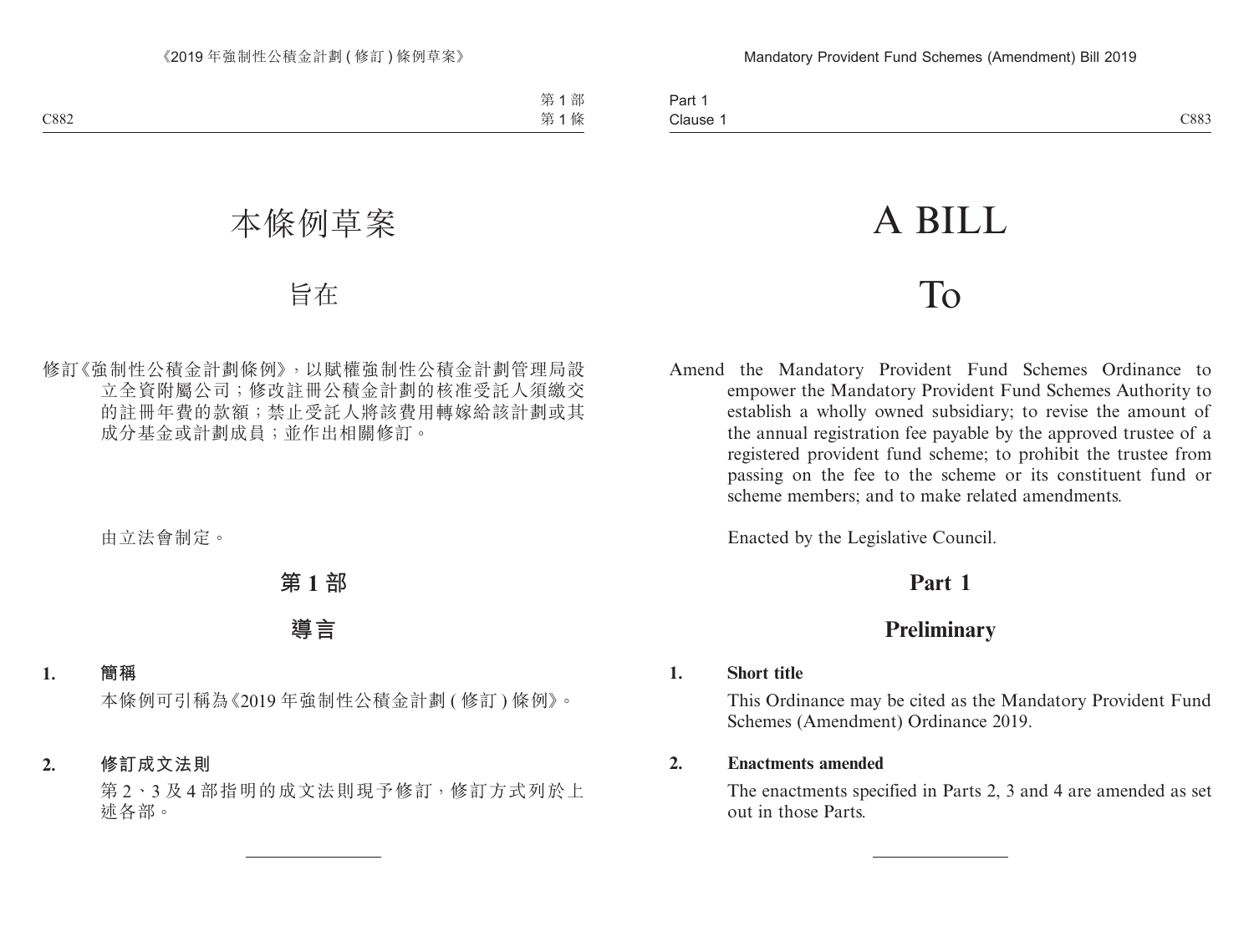# 本條例草案

## 旨在

修訂《強制性公積金計劃條例》，以賦權強制性公積金計劃管理局設立全資附屬公司；修改註冊公積金計劃的核准受託人須繳交的註冊年費的款額；禁止受託人將該費用轉嫁給該計劃或其成分基金或計劃成員；並作出相關修訂。

由立法會制定。

## 第 1 部

## 導言

**1. 簡稱**

本條例可引稱為《2019 年強制性公積金計劃 (修訂) 條例》。

**2. 修訂成文法則**

第 2、3 及 4 部指明的成文法則現予修訂，修訂方式列於上述各部。

---

# A BILL

## To

Amend the Mandatory Provident Fund Schemes Ordinance to empower the Mandatory Provident Fund Schemes Authority to establish a wholly owned subsidiary; to revise the amount of the annual registration fee payable by the approved trustee of a registered provident fund scheme; to prohibit the trustee from passing on the fee to the scheme or its constituent fund or scheme members; and to make related amendments.

Enacted by the Legislative Council.

## Part 1

## Preliminary

**1. Short title**

This Ordinance may be cited as the Mandatory Provident Fund Schemes (Amendment) Ordinance 2019.

**2. Enactments amended**

The enactments specified in Parts 2, 3 and 4 are amended as set out in those Parts.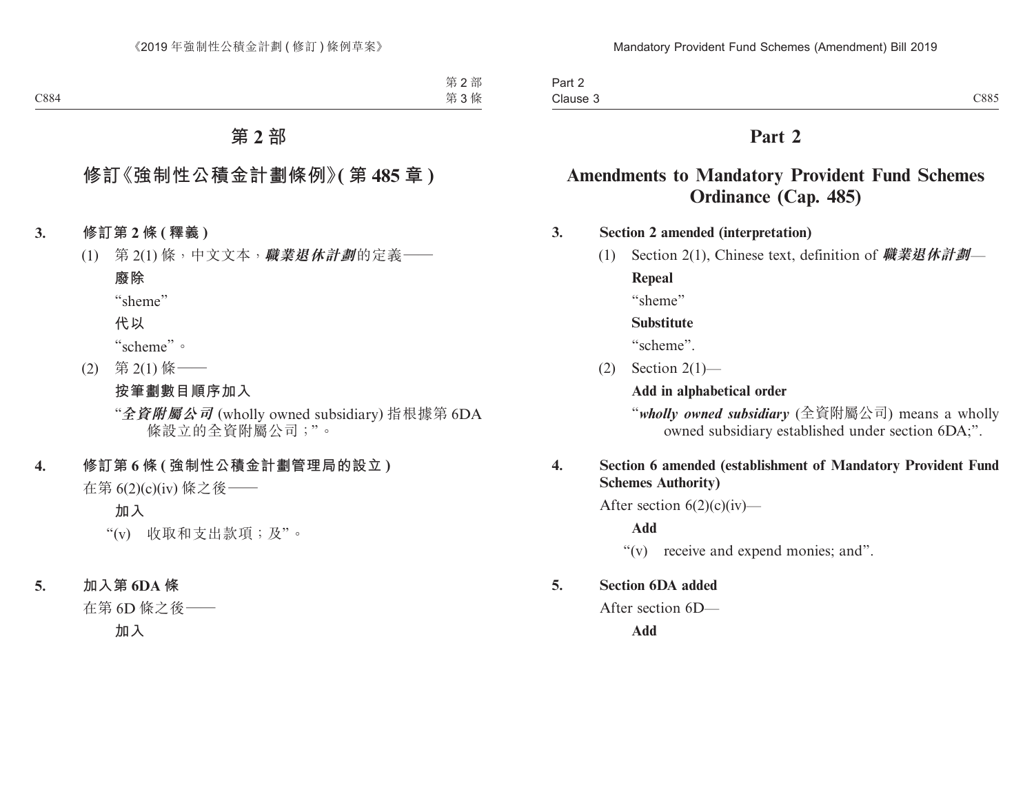# 第 2 部

## 修訂《強制性公積金計劃條例》(第 485 章)

**3. 修訂第 2 條 (釋義)**

(1) 第 2(1) 條，中文文本，***職業退休計劃***的定義——

**廢除**

"sheme"

**代以**

"scheme"。

(2) 第 2(1) 條——

**按筆劃數目順序加入**

"***全資附屬公司*** (wholly owned subsidiary) 指根據第 6DA 條設立的全資附屬公司；"。

**4. 修訂第 6 條 (強制性公積金計劃管理局的設立)**

在第 6(2)(c)(iv) 條之後——

**加入**

"(v) 收取和支出款項；及"。

**5. 加入第 6DA 條**

在第 6D 條之後——

**加入**

# Part 2

## Amendments to Mandatory Provident Fund Schemes Ordinance (Cap. 485)

**3. Section 2 amended (interpretation)**

(1) Section 2(1), Chinese text, definition of ***職業退休計劃***—

**Repeal**

"sheme"

**Substitute**

"scheme".

(2) Section 2(1)—

**Add in alphabetical order**

"***wholly owned subsidiary*** (全資附屬公司) means a wholly owned subsidiary established under section 6DA;".

**4. Section 6 amended (establishment of Mandatory Provident Fund Schemes Authority)**

After section 6(2)(c)(iv)—

**Add**

"(v) receive and expend monies; and".

**5. Section 6DA added**

After section 6D—

**Add**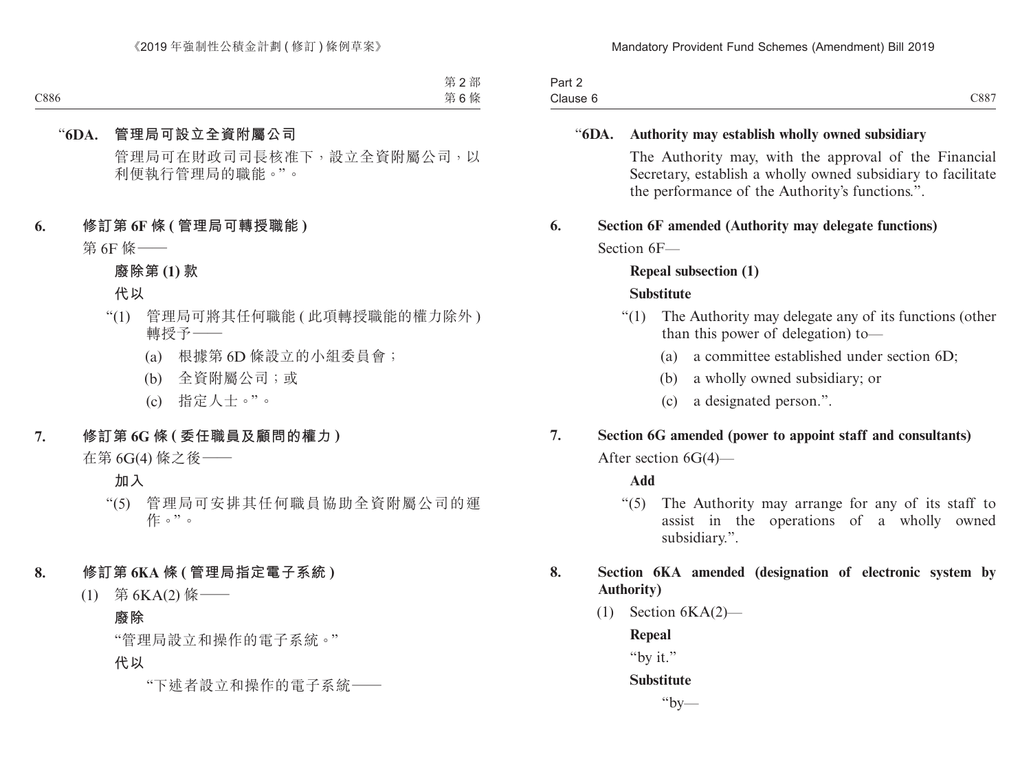“**6DA. 管理局可設立全資附屬公司**

管理局可在財政司司長核准下，設立全資附屬公司，以利便執行管理局的職能。”。

**6. 修訂第 6F 條 (管理局可轉授職能)**

第 6F 條——

**廢除第 (1) 款**

**代以**

“(1) 管理局可將其任何職能 (此項轉授職能的權力除外) 轉授予——

(a) 根據第 6D 條設立的小組委員會；

(b) 全資附屬公司；或

(c) 指定人士。”。

**7. 修訂第 6G 條 (委任職員及顧問的權力)**

在第 6G(4) 條之後——

**加入**

“(5) 管理局可安排其任何職員協助全資附屬公司的運作。”。

**8. 修訂第 6KA 條 (管理局指定電子系統)**

(1) 第 6KA(2) 條——

**廢除**

“管理局設立和操作的電子系統。”

**代以**

“下述者設立和操作的電子系統——

“**6DA. Authority may establish wholly owned subsidiary**

The Authority may, with the approval of the Financial Secretary, establish a wholly owned subsidiary to facilitate the performance of the Authority’s functions.”.

**6. Section 6F amended (Authority may delegate functions)**

Section 6F—

**Repeal subsection (1)**

**Substitute**

“(1) The Authority may delegate any of its functions (other than this power of delegation) to—

(a) a committee established under section 6D;

(b) a wholly owned subsidiary; or

(c) a designated person.”.

**7. Section 6G amended (power to appoint staff and consultants)**

After section 6G(4)—

**Add**

“(5) The Authority may arrange for any of its staff to assist in the operations of a wholly owned subsidiary.”.

**8. Section 6KA amended (designation of electronic system by Authority)**

(1) Section 6KA(2)—

**Repeal**

“by it.”

**Substitute**

“by—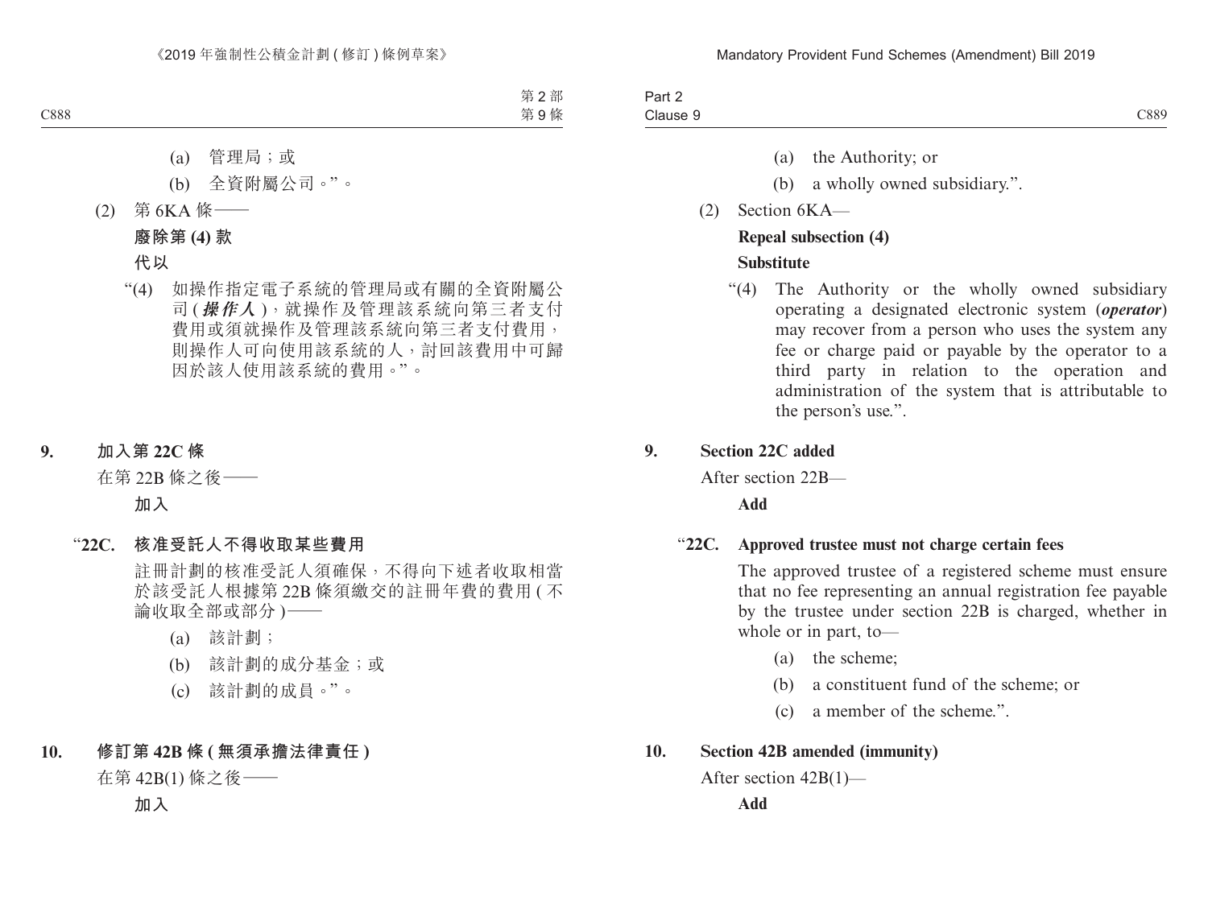(a) 管理局；或

(b) 全資附屬公司。”。

(2) 第 6KA 條——

**廢除第 (4) 款**

**代以**

“(4) 如操作指定電子系統的管理局或有關的全資附屬公司 (***操作人***)，就操作及管理該系統向第三者支付費用或須就操作及管理該系統向第三者支付費用，則操作人可向使用該系統的人，討回該費用中可歸因於該人使用該系統的費用。”。

## 9. 加入第 22C 條

在第 22B 條之後——

**加入**

### “22C. 核准受託人不得收取某些費用

註冊計劃的核准受託人須確保，不得向下述者收取相當於該受託人根據第 22B 條須繳交的註冊年費的費用 (不論收取全部或部分)——

(a) 該計劃；

(b) 該計劃的成分基金；或

(c) 該計劃的成員。”。

## 10. 修訂第 42B 條 (無須承擔法律責任)

在第 42B(1) 條之後——

**加入**

---

(a) the Authority; or

(b) a wholly owned subsidiary.”.

(2) Section 6KA—

**Repeal subsection (4)**

**Substitute**

“(4) The Authority or the wholly owned subsidiary operating a designated electronic system (***operator***) may recover from a person who uses the system any fee or charge paid or payable by the operator to a third party in relation to the operation and administration of the system that is attributable to the person's use.”.

## 9. Section 22C added

After section 22B—

**Add**

### “22C. Approved trustee must not charge certain fees

The approved trustee of a registered scheme must ensure that no fee representing an annual registration fee payable by the trustee under section 22B is charged, whether in whole or in part, to—

(a) the scheme;

(b) a constituent fund of the scheme; or

(c) a member of the scheme.”.

## 10. Section 42B amended (immunity)

After section 42B(1)—

**Add**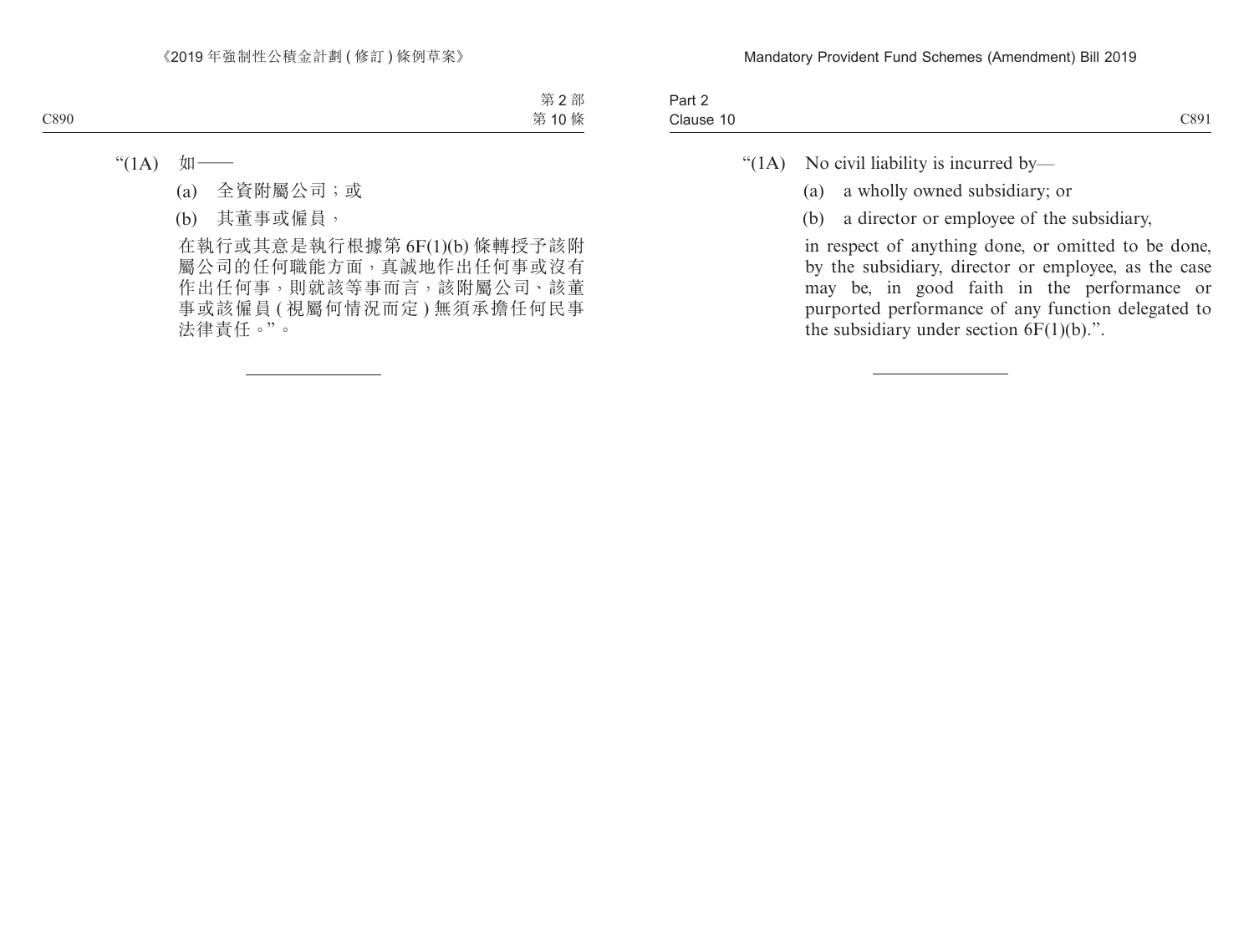"(1A) 如——

(a) 全資附屬公司；或

(b) 其董事或僱員，

在執行或其意是執行根據第 6F(1)(b) 條轉授予該附屬公司的任何職能方面，真誠地作出任何事或沒有作出任何事，則就該等事而言，該附屬公司、該董事或該僱員 (視屬何情況而定) 無須承擔任何民事法律責任。"。

---

"(1A) No civil liability is incurred by—

(a) a wholly owned subsidiary; or

(b) a director or employee of the subsidiary,

in respect of anything done, or omitted to be done, by the subsidiary, director or employee, as the case may be, in good faith in the performance or purported performance of any function delegated to the subsidiary under section 6F(1)(b).".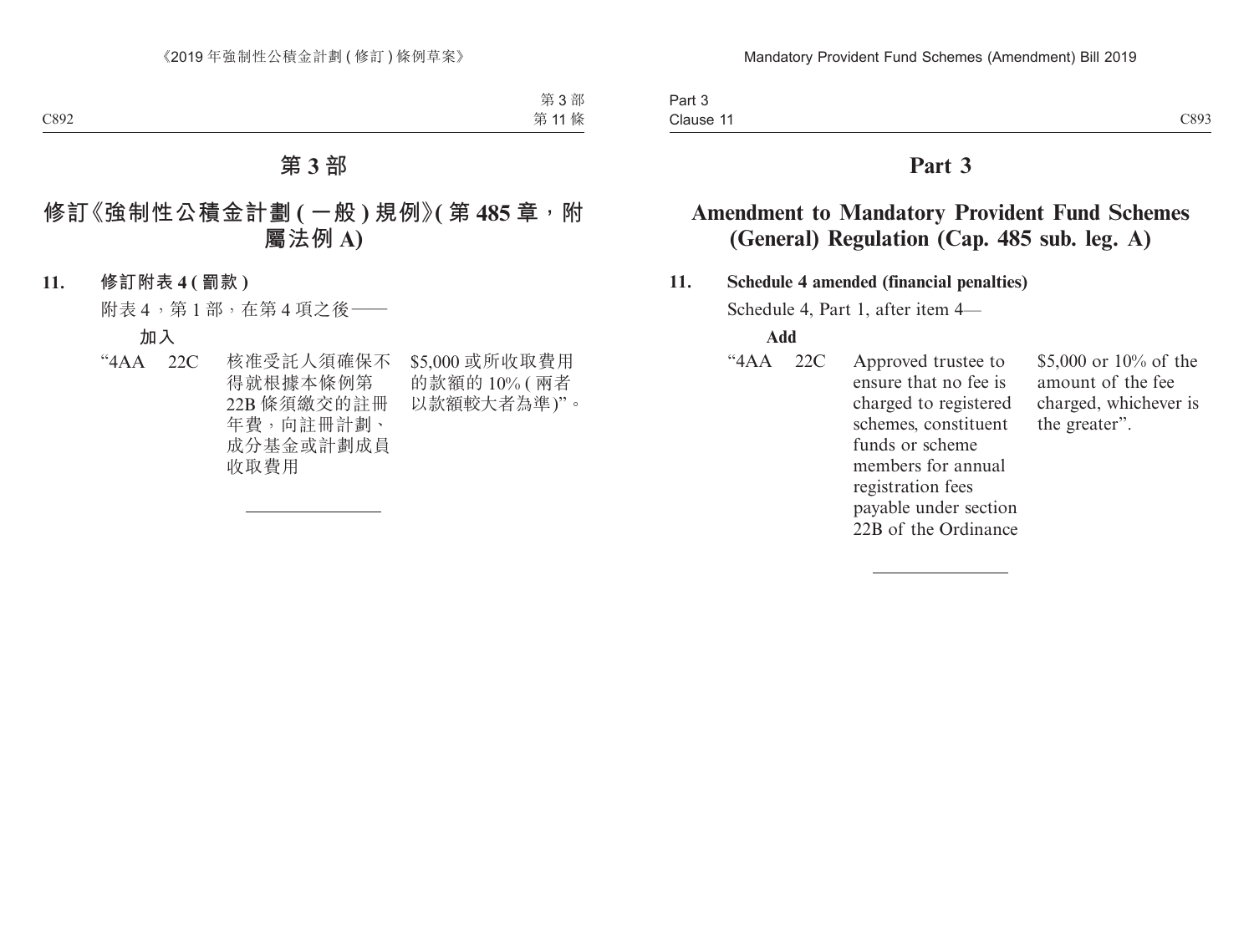# 第 3 部

## 修訂《強制性公積金計劃 ( 一般 ) 規例》( 第 485 章，附屬法例 A)

**11. 修訂附表 4 ( 罰款 )**

附表 4，第 1 部，在第 4 項之後——

**加入**

| “4AA | 22C | 核准受託人須確保不得就根據本條例第 22B 條須繳交的註冊年費，向註冊計劃、成分基金或計劃成員收取費用 | $5,000 或所收取費用的款額的 10% ( 兩者以款額較大者為準 )”。 |
|---|---|---|---|

# Part 3

## Amendment to Mandatory Provident Fund Schemes (General) Regulation (Cap. 485 sub. leg. A)

**11. Schedule 4 amended (financial penalties)**

Schedule 4, Part 1, after item 4—

**Add**

| “4AA | 22C | Approved trustee to ensure that no fee is charged to registered schemes, constituent funds or scheme members for annual registration fees payable under section 22B of the Ordinance | $5,000 or 10% of the amount of the fee charged, whichever is the greater”. |
|---|---|---|---|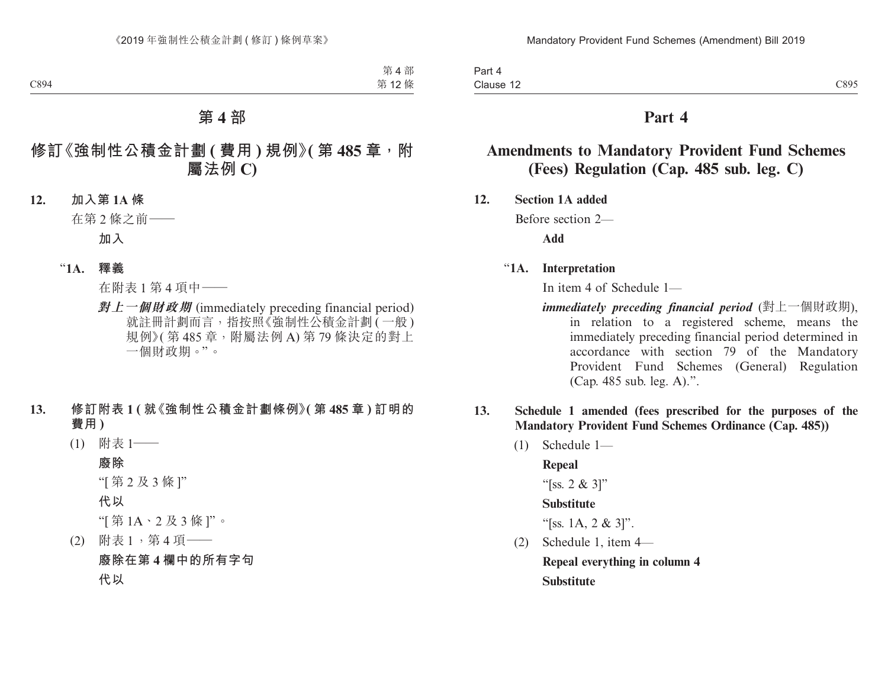# 第 4 部

## 修訂《強制性公積金計劃 (費用) 規例》(第 485 章，附屬法例 C)

**12. 加入第 1A 條**

在第 2 條之前——

**加入**

"**1A. 釋義**

在附表 1 第 4 項中——

***對上一個財政期*** (immediately preceding financial period) 就註冊計劃而言，指按照《強制性公積金計劃 (一般) 規例》(第 485 章，附屬法例 A) 第 79 條決定的對上一個財政期。"。

**13. 修訂附表 1 (就《強制性公積金計劃條例》(第 485 章) 訂明的費用)**

(1) 附表 1——

**廢除**

"[ 第 2 及 3 條 ]"

**代以**

"[ 第 1A、2 及 3 條 ]"。

(2) 附表 1，第 4 項——

**廢除在第 4 欄中的所有字句**

**代以**

# Part 4

## Amendments to Mandatory Provident Fund Schemes (Fees) Regulation (Cap. 485 sub. leg. C)

**12. Section 1A added**

Before section 2—

**Add**

"**1A. Interpretation**

In item 4 of Schedule 1—

***immediately preceding financial period*** (對上一個財政期), in relation to a registered scheme, means the immediately preceding financial period determined in accordance with section 79 of the Mandatory Provident Fund Schemes (General) Regulation (Cap. 485 sub. leg. A).".

**13. Schedule 1 amended (fees prescribed for the purposes of the Mandatory Provident Fund Schemes Ordinance (Cap. 485))**

(1) Schedule 1—

**Repeal**

"[ss. 2 & 3]"

**Substitute**

"[ss. 1A, 2 & 3]".

(2) Schedule 1, item 4—

**Repeal everything in column 4**

**Substitute**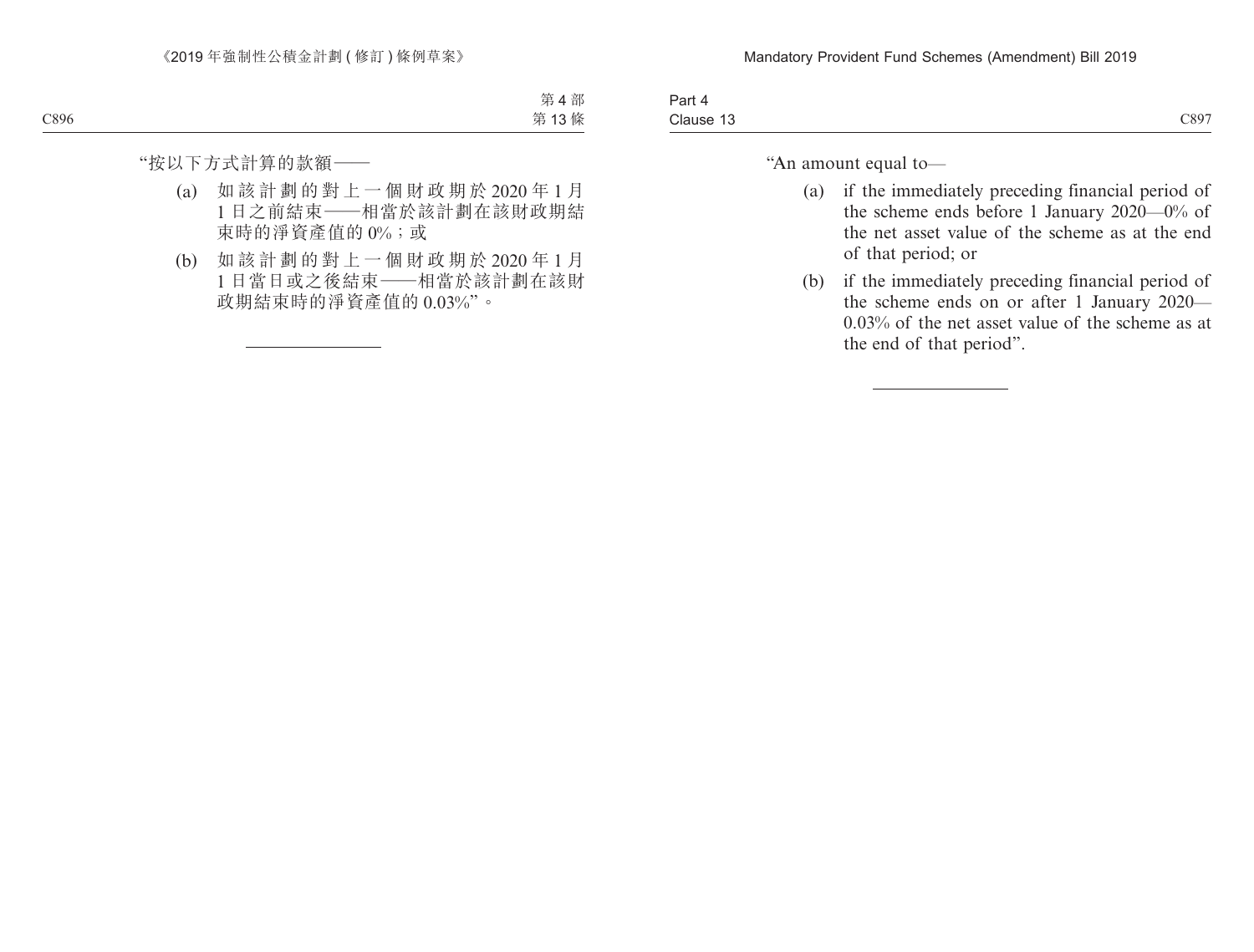"按以下方式計算的款額——

(a) 如該計劃的對上一個財政期於 2020 年 1 月 1 日之前結束——相當於該計劃在該財政期結束時的淨資產值的 0%；或

(b) 如該計劃的對上一個財政期於 2020 年 1 月 1 日當日或之後結束——相當於該計劃在該財政期結束時的淨資產值的 0.03%"。

---

"An amount equal to—

(a) if the immediately preceding financial period of the scheme ends before 1 January 2020—0% of the net asset value of the scheme as at the end of that period; or

(b) if the immediately preceding financial period of the scheme ends on or after 1 January 2020—0.03% of the net asset value of the scheme as at the end of that period".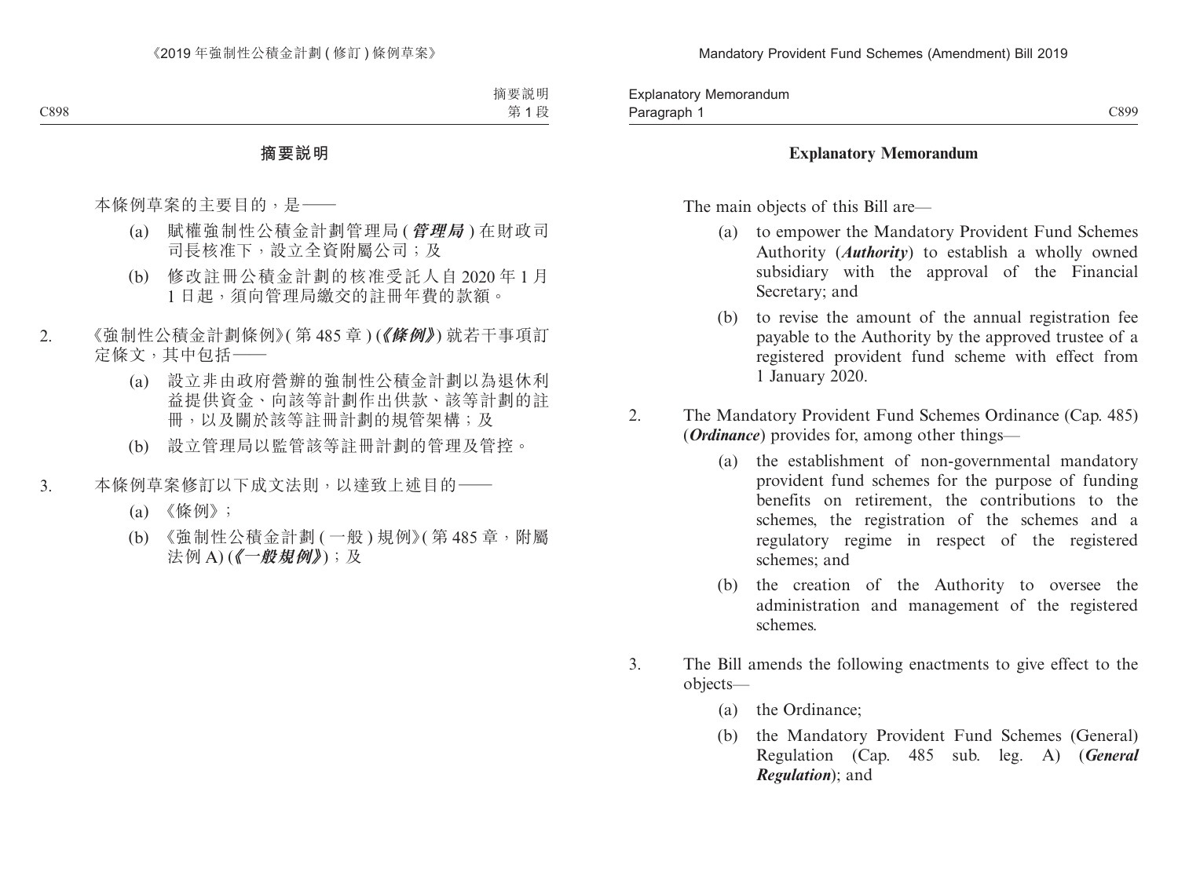## 摘要說明

本條例草案的主要目的，是——

(a) 賦權強制性公積金計劃管理局 (***管理局***) 在財政司司長核准下，設立全資附屬公司；及

(b) 修改註冊公積金計劃的核准受託人自 2020 年 1 月 1 日起，須向管理局繳交的註冊年費的款額。

2. 《強制性公積金計劃條例》(第 485 章) (***《條例》***) 就若干事項訂定條文，其中包括——

(a) 設立非由政府營辦的強制性公積金計劃以為退休利益提供資金、向該等計劃作出供款、該等計劃的註冊，以及關於該等註冊計劃的規管架構；及

(b) 設立管理局以監管該等註冊計劃的管理及管控。

3. 本條例草案修訂以下成文法則，以達致上述目的——

(a) 《條例》；

(b) 《強制性公積金計劃 (一般) 規例》(第 485 章，附屬法例 A) (***《一般規例》***)；及

## Explanatory Memorandum

The main objects of this Bill are—

(a) to empower the Mandatory Provident Fund Schemes Authority (***Authority***) to establish a wholly owned subsidiary with the approval of the Financial Secretary; and

(b) to revise the amount of the annual registration fee payable to the Authority by the approved trustee of a registered provident fund scheme with effect from 1 January 2020.

2. The Mandatory Provident Fund Schemes Ordinance (Cap. 485) (***Ordinance***) provides for, among other things—

(a) the establishment of non-governmental mandatory provident fund schemes for the purpose of funding benefits on retirement, the contributions to the schemes, the registration of the schemes and a regulatory regime in respect of the registered schemes; and

(b) the creation of the Authority to oversee the administration and management of the registered schemes.

3. The Bill amends the following enactments to give effect to the objects—

(a) the Ordinance;

(b) the Mandatory Provident Fund Schemes (General) Regulation (Cap. 485 sub. leg. A) (***General Regulation***); and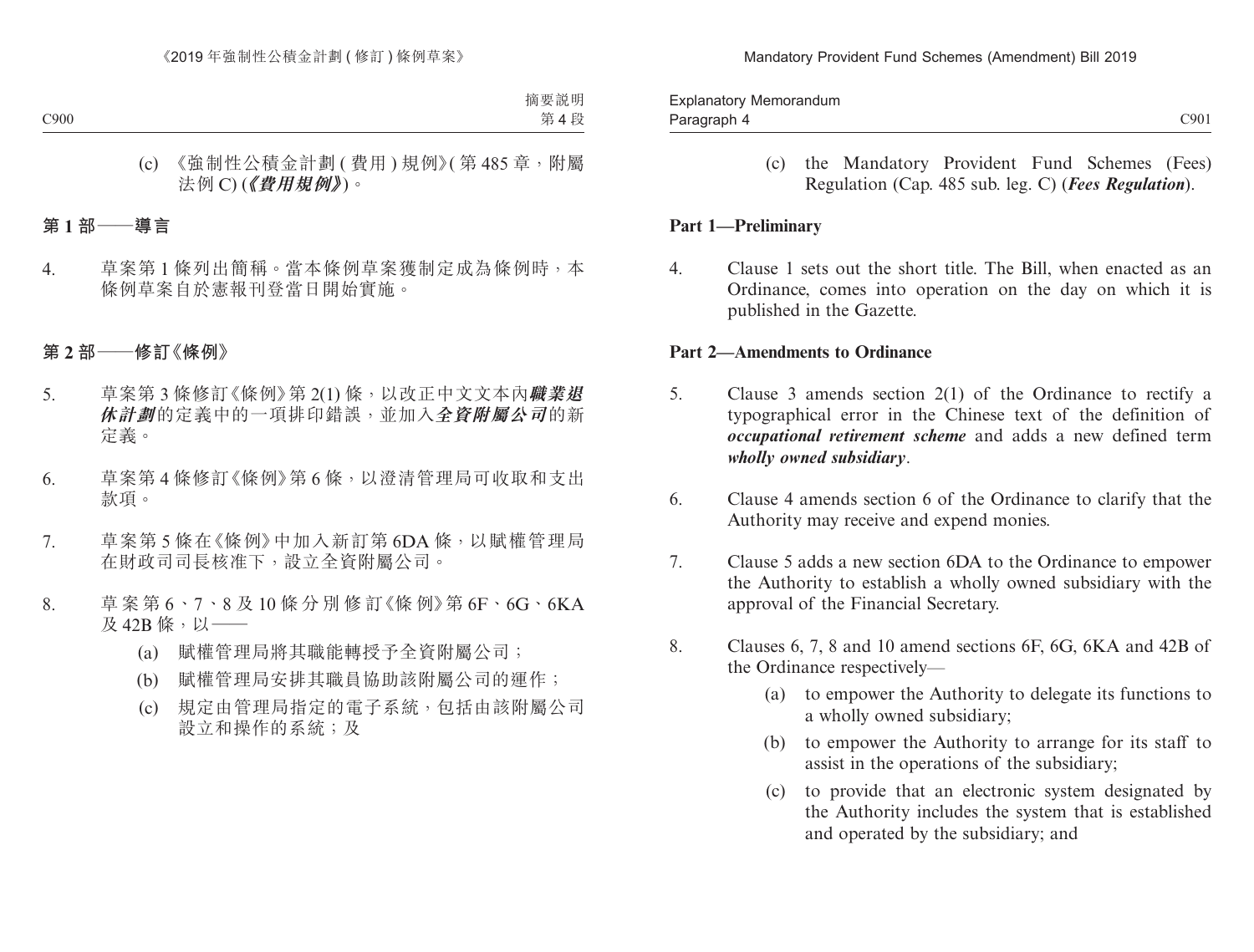(c) 《強制性公積金計劃 (費用) 規例》(第 485 章，附屬法例 C) (***《費用規例》***)。

## 第 1 部——導言

4. 草案第 1 條列出簡稱。當本條例草案獲制定成為條例時，本條例草案自於憲報刊登當日開始實施。

## 第 2 部——修訂《條例》

5. 草案第 3 條修訂《條例》第 2(1) 條，以改正中文文本內***職業退休計劃***的定義中的一項排印錯誤，並加入***全資附屬公司***的新定義。

6. 草案第 4 條修訂《條例》第 6 條，以澄清管理局可收取和支出款項。

7. 草案第 5 條在《條例》中加入新訂第 6DA 條，以賦權管理局在財政司司長核准下，設立全資附屬公司。

8. 草案第 6、7、8 及 10 條分別修訂《條例》第 6F、6G、6KA 及 42B 條，以——

(a) 賦權管理局將其職能轉授予全資附屬公司；

(b) 賦權管理局安排其職員協助該附屬公司的運作；

(c) 規定由管理局指定的電子系統，包括由該附屬公司設立和操作的系統；及

(c) the Mandatory Provident Fund Schemes (Fees) Regulation (Cap. 485 sub. leg. C) (***Fees Regulation***).

## Part 1—Preliminary

4. Clause 1 sets out the short title. The Bill, when enacted as an Ordinance, comes into operation on the day on which it is published in the Gazette.

## Part 2—Amendments to Ordinance

5. Clause 3 amends section 2(1) of the Ordinance to rectify a typographical error in the Chinese text of the definition of ***occupational retirement scheme*** and adds a new defined term ***wholly owned subsidiary***.

6. Clause 4 amends section 6 of the Ordinance to clarify that the Authority may receive and expend monies.

7. Clause 5 adds a new section 6DA to the Ordinance to empower the Authority to establish a wholly owned subsidiary with the approval of the Financial Secretary.

8. Clauses 6, 7, 8 and 10 amend sections 6F, 6G, 6KA and 42B of the Ordinance respectively—

(a) to empower the Authority to delegate its functions to a wholly owned subsidiary;

(b) to empower the Authority to arrange for its staff to assist in the operations of the subsidiary;

(c) to provide that an electronic system designated by the Authority includes the system that is established and operated by the subsidiary; and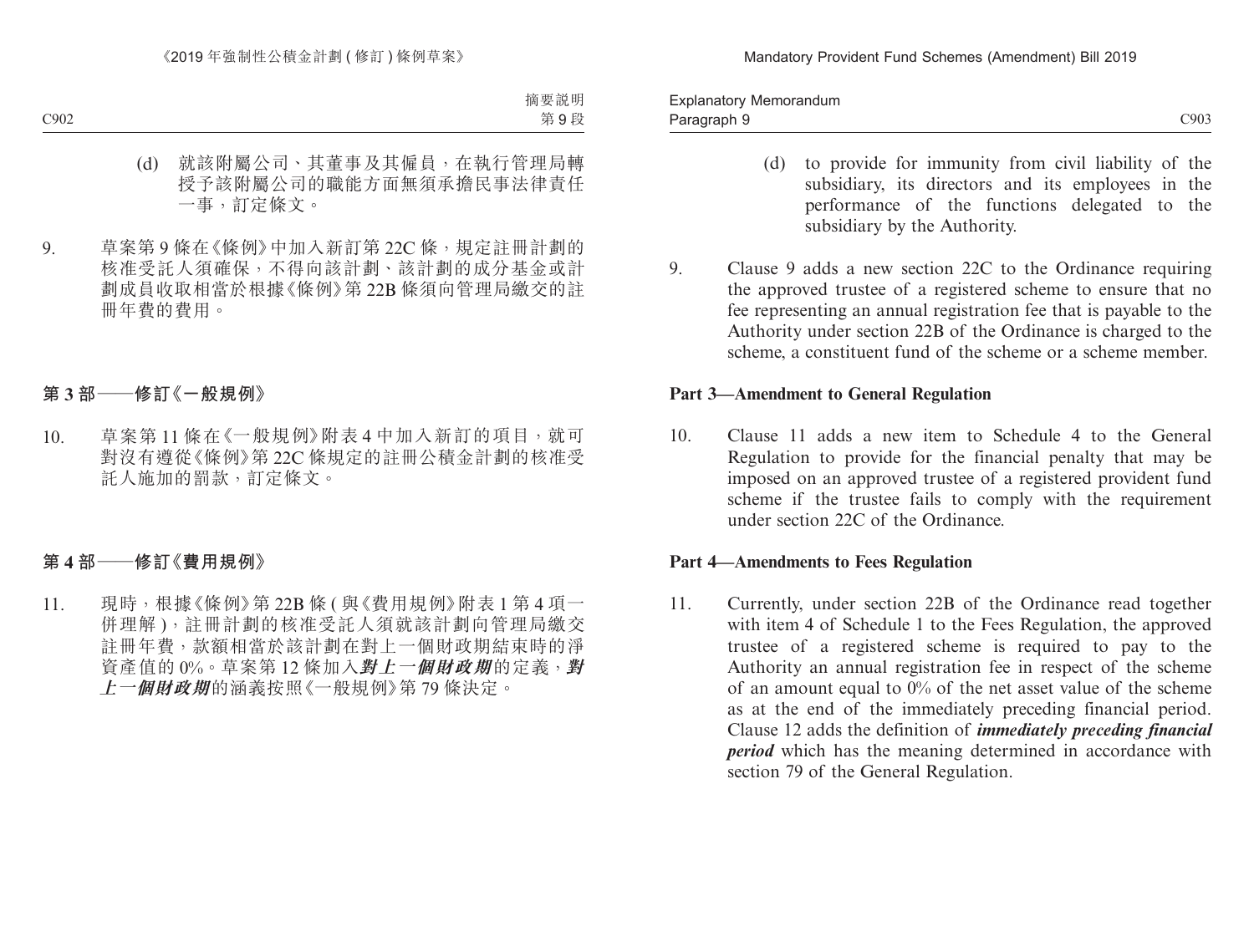(d) 就該附屬公司、其董事及其僱員，在執行管理局轉授予該附屬公司的職能方面無須承擔民事法律責任一事，訂定條文。

9. 草案第 9 條在《條例》中加入新訂第 22C 條，規定註冊計劃的核准受託人須確保，不得向該計劃、該計劃的成分基金或計劃成員收取相當於根據《條例》第 22B 條須向管理局繳交的註冊年費的費用。

## 第 3 部——修訂《一般規例》

10. 草案第 11 條在《一般規例》附表 4 中加入新訂的項目，就可對沒有遵從《條例》第 22C 條規定的註冊公積金計劃的核准受託人施加的罰款，訂定條文。

## 第 4 部——修訂《費用規例》

11. 現時，根據《條例》第 22B 條 (與《費用規例》附表 1 第 4 項一併理解)，註冊計劃的核准受託人須就該計劃向管理局繳交註冊年費，款額相當於該計劃在對上一個財政期結束時的淨資產值的 0%。草案第 12 條加入***對上一個財政期***的定義，***對上一個財政期***的涵義按照《一般規例》第 79 條決定。

(d) to provide for immunity from civil liability of the subsidiary, its directors and its employees in the performance of the functions delegated to the subsidiary by the Authority.

9. Clause 9 adds a new section 22C to the Ordinance requiring the approved trustee of a registered scheme to ensure that no fee representing an annual registration fee that is payable to the Authority under section 22B of the Ordinance is charged to the scheme, a constituent fund of the scheme or a scheme member.

## Part 3—Amendment to General Regulation

10. Clause 11 adds a new item to Schedule 4 to the General Regulation to provide for the financial penalty that may be imposed on an approved trustee of a registered provident fund scheme if the trustee fails to comply with the requirement under section 22C of the Ordinance.

## Part 4—Amendments to Fees Regulation

11. Currently, under section 22B of the Ordinance read together with item 4 of Schedule 1 to the Fees Regulation, the approved trustee of a registered scheme is required to pay to the Authority an annual registration fee in respect of the scheme of an amount equal to 0% of the net asset value of the scheme as at the end of the immediately preceding financial period. Clause 12 adds the definition of ***immediately preceding financial period*** which has the meaning determined in accordance with section 79 of the General Regulation.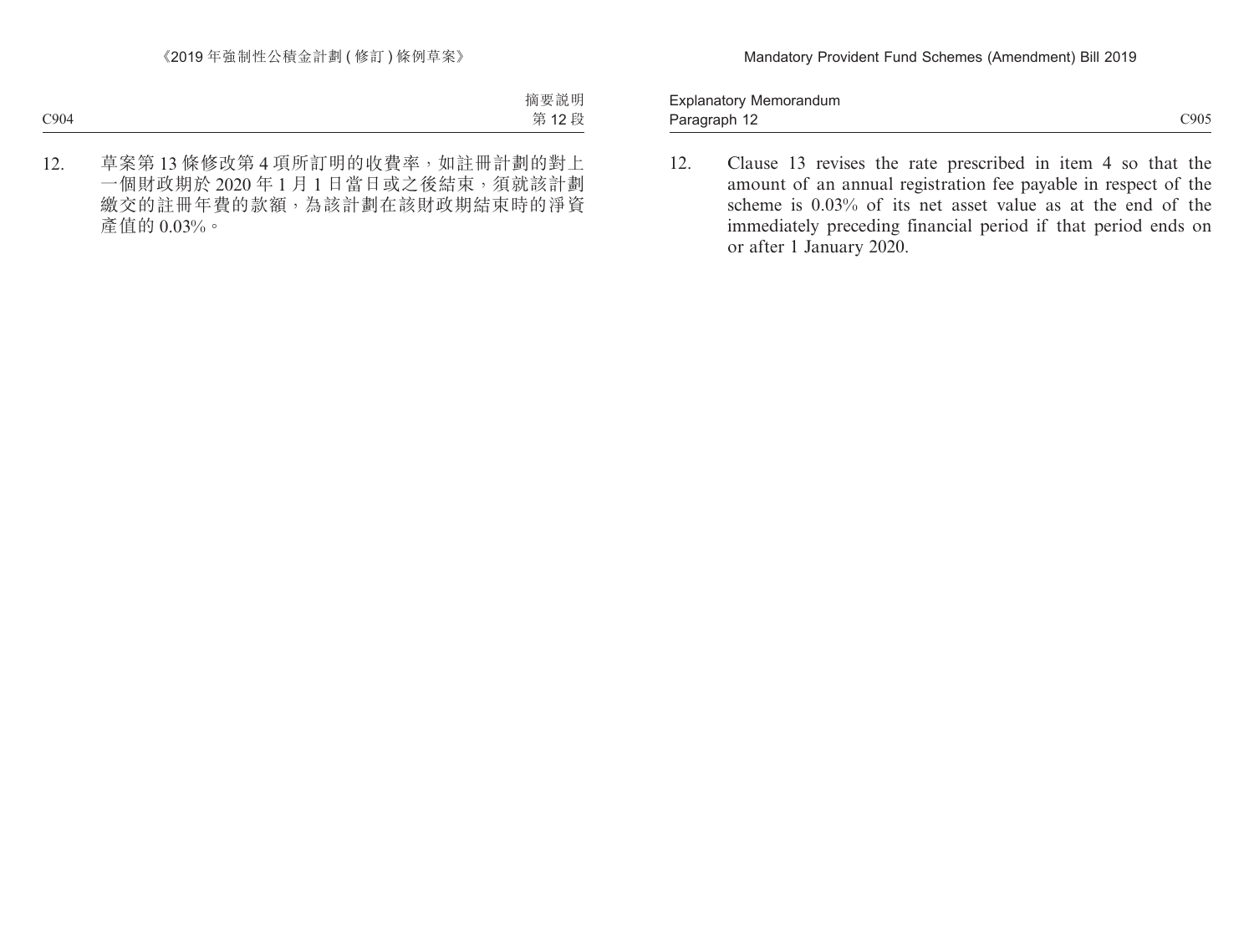12. 草案第 13 條修改第 4 項所訂明的收費率，如註冊計劃的對上一個財政期於 2020 年 1 月 1 日當日或之後結束，須就該計劃繳交的註冊年費的款額，為該計劃在該財政期結束時的淨資產值的 0.03%。

12. Clause 13 revises the rate prescribed in item 4 so that the amount of an annual registration fee payable in respect of the scheme is 0.03% of its net asset value as at the end of the immediately preceding financial period if that period ends on or after 1 January 2020.